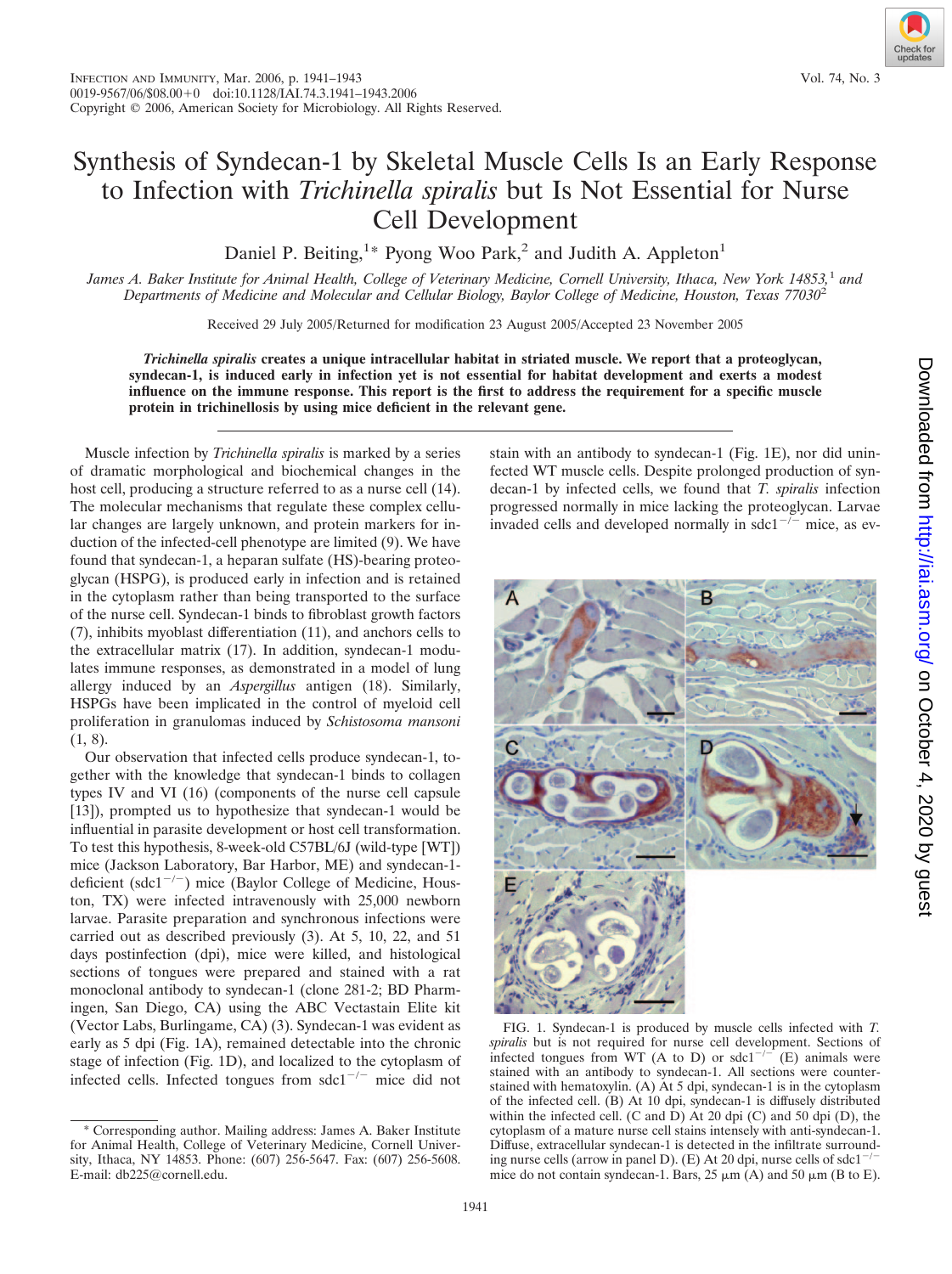# Synthesis of Syndecan-1 by Skeletal Muscle Cells Is an Early Response to Infection with *Trichinella spiralis* but Is Not Essential for Nurse Cell Development

Daniel P. Beiting,[1]* Pyong Woo Park,[2] and Judith A. Appleton[1]

*James A. Baker Institute for Animal Health, College of Veterinary Medicine, Cornell University, Ithaca, New York 14853,[1] and Departments of Medicine and Molecular and Cellular Biology, Baylor College of Medicine, Houston, Texas 77030[2]*

Received 29 July 2005/Returned for modification 23 August 2005/Accepted 23 November 2005

***Trichinella spiralis*** **creates a unique intracellular habitat in striated muscle. We report that a proteoglycan, syndecan-1, is induced early in infection yet is not essential for habitat development and exerts a modest influence on the immune response. This report is the first to address the requirement for a specific muscle protein in trichinellosis by using mice deficient in the relevant gene.**

Muscle infection by *Trichinella spiralis* is marked by a series of dramatic morphological and biochemical changes in the host cell, producing a structure referred to as a nurse cell (14). The molecular mechanisms that regulate these complex cellular changes are largely unknown, and protein markers for induction of the infected-cell phenotype are limited (9). We have found that syndecan-1, a heparan sulfate (HS)-bearing proteoglycan (HSPG), is produced early in infection and is retained in the cytoplasm rather than being transported to the surface of the nurse cell. Syndecan-1 binds to fibroblast growth factors (7), inhibits myoblast differentiation (11), and anchors cells to the extracellular matrix (17). In addition, syndecan-1 modulates immune responses, as demonstrated in a model of lung allergy induced by an *Aspergillus* antigen (18). Similarly, HSPGs have been implicated in the control of myeloid cell proliferation in granulomas induced by *Schistosoma mansoni* (1, 8).

Our observation that infected cells produce syndecan-1, together with the knowledge that syndecan-1 binds to collagen types IV and VI (16) (components of the nurse cell capsule [13]), prompted us to hypothesize that syndecan-1 would be influential in parasite development or host cell transformation. To test this hypothesis, 8-week-old C57BL/6J (wild-type [WT]) mice (Jackson Laboratory, Bar Harbor, ME) and syndecan-1-deficient ($sdc1^{-/-}$) mice (Baylor College of Medicine, Houston, TX) were infected intravenously with 25,000 newborn larvae. Parasite preparation and synchronous infections were carried out as described previously (3). At 5, 10, 22, and 51 days postinfection (dpi), mice were killed, and histological sections of tongues were prepared and stained with a rat monoclonal antibody to syndecan-1 (clone 281-2; BD Pharmingen, San Diego, CA) using the ABC Vectastain Elite kit (Vector Labs, Burlingame, CA) (3). Syndecan-1 was evident as early as 5 dpi (Fig. 1A), remained detectable into the chronic stage of infection (Fig. 1D), and localized to the cytoplasm of infected cells. Infected tongues from $sdc1^{-/-}$ mice did not stain with an antibody to syndecan-1 (Fig. 1E), nor did uninfected WT muscle cells. Despite prolonged production of syndecan-1 by infected cells, we found that *T. spiralis* infection progressed normally in mice lacking the proteoglycan. Larvae invaded cells and developed normally in $sdc1^{-/-}$ mice, as ev-

FIG. 1. Syndecan-1 is produced by muscle cells infected with *T. spiralis* but is not required for nurse cell development. Sections of infected tongues from WT (A to D) or $sdc1^{-/-}$ (E) animals were stained with an antibody to syndecan-1. All sections were counterstained with hematoxylin. (A) At 5 dpi, syndecan-1 is in the cytoplasm of the infected cell. (B) At 10 dpi, syndecan-1 is diffusely distributed within the infected cell. (C and D) At 20 dpi (C) and 50 dpi (D), the cytoplasm of a mature nurse cell stains intensely with anti-syndecan-1. Diffuse, extracellular syndecan-1 is detected in the infiltrate surrounding nurse cells (arrow in panel D). (E) At 20 dpi, nurse cells of $sdc1^{-/-}$ mice do not contain syndecan-1. Bars, 25 μm (A) and 50 μm (B to E).

* Corresponding author. Mailing address: James A. Baker Institute for Animal Health, College of Veterinary Medicine, Cornell University, Ithaca, NY 14853. Phone: (607) 256-5647. Fax: (607) 256-5608. E-mail: db225@cornell.edu.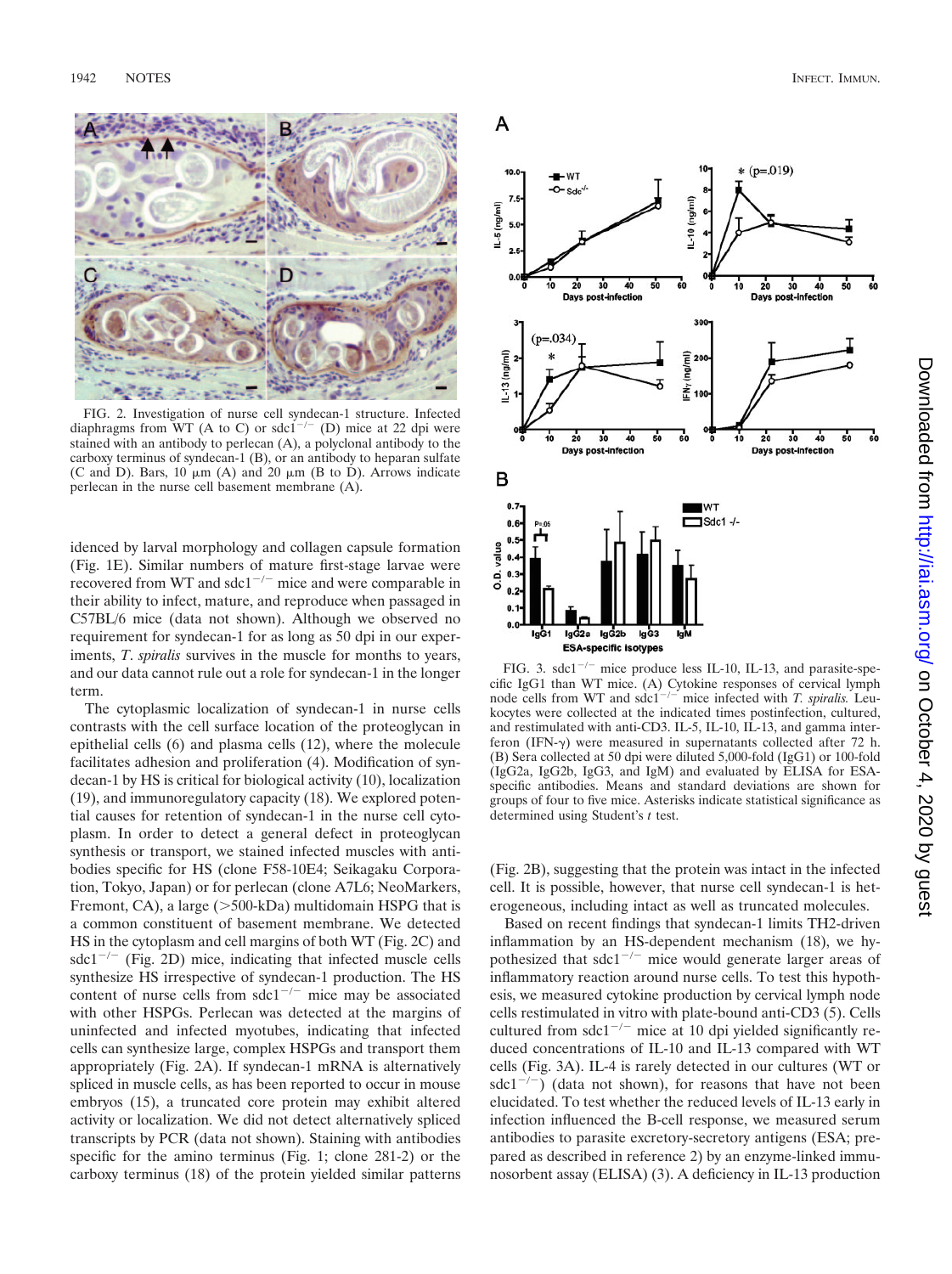FIG. 2. Investigation of nurse cell syndecan-1 structure. Infected diaphragms from WT (A to C) or sdc1$^{-/-}$ (D) mice at 22 dpi were stained with an antibody to perlecan (A), a polyclonal antibody to the carboxy terminus of syndecan-1 (B), or an antibody to heparan sulfate (C and D). Bars, 10 μm (A) and 20 μm (B to D). Arrows indicate perlecan in the nurse cell basement membrane (A).

idenced by larval morphology and collagen capsule formation (Fig. 1E). Similar numbers of mature first-stage larvae were recovered from WT and sdc1$^{-/-}$ mice and were comparable in their ability to infect, mature, and reproduce when passaged in C57BL/6 mice (data not shown). Although we observed no requirement for syndecan-1 for as long as 50 dpi in our experiments, *T. spiralis* survives in the muscle for months to years, and our data cannot rule out a role for syndecan-1 in the longer term.

The cytoplasmic localization of syndecan-1 in nurse cells contrasts with the cell surface location of the proteoglycan in epithelial cells (6) and plasma cells (12), where the molecule facilitates adhesion and proliferation (4). Modification of syndecan-1 by HS is critical for biological activity (10), localization (19), and immunoregulatory capacity (18). We explored potential causes for retention of syndecan-1 in the nurse cell cytoplasm. In order to detect a general defect in proteoglycan synthesis or transport, we stained infected muscles with antibodies specific for HS (clone F58-10E4; Seikagaku Corporation, Tokyo, Japan) or for perlecan (clone A7L6; NeoMarkers, Fremont, CA), a large (>500-kDa) multidomain HSPG that is a common constituent of basement membrane. We detected HS in the cytoplasm and cell margins of both WT (Fig. 2C) and sdc1$^{-/-}$ (Fig. 2D) mice, indicating that infected muscle cells synthesize HS irrespective of syndecan-1 production. The HS content of nurse cells from sdc1$^{-/-}$ mice may be associated with other HSPGs. Perlecan was detected at the margins of uninfected and infected myotubes, indicating that infected cells can synthesize large, complex HSPGs and transport them appropriately (Fig. 2A). If syndecan-1 mRNA is alternatively spliced in muscle cells, as has been reported to occur in mouse embryos (15), a truncated core protein may exhibit altered activity or localization. We did not detect alternatively spliced transcripts by PCR (data not shown). Staining with antibodies specific for the amino terminus (Fig. 1; clone 281-2) or the carboxy terminus (18) of the protein yielded similar patterns (Fig. 2B), suggesting that the protein was intact in the infected cell. It is possible, however, that nurse cell syndecan-1 is heterogeneous, including intact as well as truncated molecules.

FIG. 3. sdc1$^{-/-}$ mice produce less IL-10, IL-13, and parasite-specific IgG1 than WT mice. (A) Cytokine responses of cervical lymph node cells from WT and sdc1$^{-/-}$ mice infected with *T. spiralis*. Leukocytes were collected at the indicated times postinfection, cultured, and restimulated with anti-CD3. IL-5, IL-10, IL-13, and gamma interferon (IFN-γ) were measured in supernatants collected after 72 h. (B) Sera collected at 50 dpi were diluted 5,000-fold (IgG1) or 100-fold (IgG2a, IgG2b, IgG3, and IgM) and evaluated by ELISA for ESA-specific antibodies. Means and standard deviations are shown for groups of four to five mice. Asterisks indicate statistical significance as determined using Student's *t* test.

Based on recent findings that syndecan-1 limits TH2-driven inflammation by an HS-dependent mechanism (18), we hypothesized that sdc1$^{-/-}$ mice would generate larger areas of inflammatory reaction around nurse cells. To test this hypothesis, we measured cytokine production by cervical lymph node cells restimulated in vitro with plate-bound anti-CD3 (5). Cells cultured from sdc1$^{-/-}$ mice at 10 dpi yielded significantly reduced concentrations of IL-10 and IL-13 compared with WT cells (Fig. 3A). IL-4 is rarely detected in our cultures (WT or sdc1$^{-/-}$) (data not shown), for reasons that have not been elucidated. To test whether the reduced levels of IL-13 early in infection influenced the B-cell response, we measured serum antibodies to parasite excretory-secretory antigens (ESA; prepared as described in reference 2) by an enzyme-linked immunosorbent assay (ELISA) (3). A deficiency in IL-13 production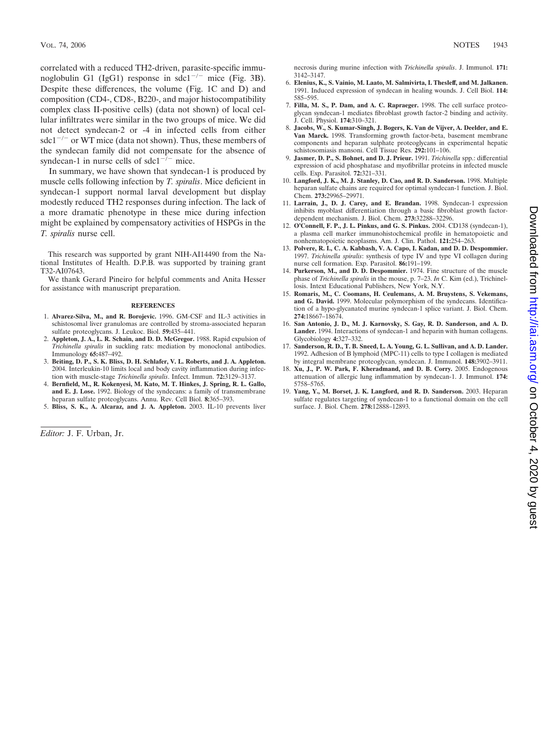correlated with a reduced TH2-driven, parasite-specific immunoglobulin G1 (IgG1) response in $sdc1^{-/-}$ mice (Fig. 3B). Despite these differences, the volume (Fig. 1C and D) and composition (CD4-, CD8-, B220-, and major histocompatibility complex class II-positive cells) (data not shown) of local cellular infiltrates were similar in the two groups of mice. We did not detect syndecan-2 or -4 in infected cells from either $sdc1^{-/-}$ or WT mice (data not shown). Thus, these members of the syndecan family did not compensate for the absence of syndecan-1 in nurse cells of $sdc1^{-/-}$ mice.

In summary, we have shown that syndecan-1 is produced by muscle cells following infection by *T. spiralis*. Mice deficient in syndecan-1 support normal larval development but display modestly reduced TH2 responses during infection. The lack of a more dramatic phenotype in these mice during infection might be explained by compensatory activities of HSPGs in the *T. spiralis* nurse cell.

This research was supported by grant NIH-AI14490 from the National Institutes of Health. D.P.B. was supported by training grant T32-AI07643.

We thank Gerard Pineiro for helpful comments and Anita Hesser for assistance with manuscript preparation.

## REFERENCES

1. **Alvarez-Silva, M., and R. Borojevic.** 1996. GM-CSF and IL-3 activities in schistosomal liver granulomas are controlled by stroma-associated heparan sulfate proteoglycans. J. Leukoc. Biol. **59:**435–441.
2. **Appleton, J. A., L. R. Schain, and D. D. McGregor.** 1988. Rapid expulsion of *Trichinella spiralis* in suckling rats: mediation by monoclonal antibodies. Immunology **65:**487–492.
3. **Beiting, D. P., S. K. Bliss, D. H. Schlafer, V. L. Roberts, and J. A. Appleton.** 2004. Interleukin-10 limits local and body cavity inflammation during infection with muscle-stage *Trichinella spiralis*. Infect. Immun. **72:**3129–3137.
4. **Bernfield, M., R. Kokenyesi, M. Kato, M. T. Hinkes, J. Spring, R. L. Gallo, and E. J. Lose.** 1992. Biology of the syndecans: a family of transmembrane heparan sulfate proteoglycans. Annu. Rev. Cell Biol. **8:**365–393.
5. **Bliss, S. K., A. Alcaraz, and J. A. Appleton.** 2003. IL-10 prevents liver necrosis during murine infection with *Trichinella spiralis*. J. Immunol. **171:** 3142–3147.
6. **Elenius, K., S. Vainio, M. Laato, M. Salmivirta, I. Thesleff, and M. Jalkanen.** 1991. Induced expression of syndecan in healing wounds. J. Cell Biol. **114:** 585–595.
7. **Filla, M. S., P. Dam, and A. C. Rapraeger.** 1998. The cell surface proteoglycan syndecan-1 mediates fibroblast growth factor-2 binding and activity. J. Cell. Physiol. **174:**310–321.
8. **Jacobs, W., S. Kumar-Singh, J. Bogers, K. Van de Vijver, A. Deelder, and E. Van Marck.** 1998. Transforming growth factor-beta, basement membrane components and heparan sulphate proteoglycans in experimental hepatic schistosomiasis mansoni. Cell Tissue Res. **292:**101–106.
9. **Jasmer, D. P., S. Bohnet, and D. J. Prieur.** 1991. *Trichinella* spp.: differential expression of acid phosphatase and myofibrillar proteins in infected muscle cells. Exp. Parasitol. **72:**321–331.
10. **Langford, J. K., M. J. Stanley, D. Cao, and R. D. Sanderson.** 1998. Multiple heparan sulfate chains are required for optimal syndecan-1 function. J. Biol. Chem. **273:**29965–29971.
11. **Larrain, J., D. J. Carey, and E. Brandan.** 1998. Syndecan-1 expression inhibits myoblast differentiation through a basic fibroblast growth factor-dependent mechanism. J. Biol. Chem. **273:**32288–32296.
12. **O'Connell, F. P., J. L. Pinkus, and G. S. Pinkus.** 2004. CD138 (syndecan-1), a plasma cell marker immunohistochemical profile in hematopoietic and nonhematopoietic neoplasms. Am. J. Clin. Pathol. **121:**254–263.
13. **Polvere, R. I., C. A. Kabbash, V. A. Capo, I. Kadan, and D. D. Despommier.** 1997. *Trichinella spiralis*: synthesis of type IV and type VI collagen during nurse cell formation. Exp. Parasitol. **86:**191–199.
14. **Purkerson, M., and D. D. Despommier.** 1974. Fine structure of the muscle phase of *Trichinella spiralis* in the mouse, p. 7–23. *In* C. Kim (ed.), Trichinellosis. Intext Educational Publishers, New York, N.Y.
15. **Romaris, M., C. Coomans, H. Ceulemans, A. M. Bruystens, S. Vekemans, and G. David.** 1999. Molecular polymorphism of the syndecans. Identification of a hypo-glycanated murine syndecan-1 splice variant. J. Biol. Chem. **274:**18667–18674.
16. **San Antonio, J. D., M. J. Karnovsky, S. Gay, R. D. Sanderson, and A. D. Lander.** 1994. Interactions of syndecan-1 and heparin with human collagens. Glycobiology **4:**327–332.
17. **Sanderson, R. D., T. B. Sneed, L. A. Young, G. L. Sullivan, and A. D. Lander.** 1992. Adhesion of B lymphoid (MPC-11) cells to type I collagen is mediated by integral membrane proteoglycan, syndecan. J. Immunol. **148:**3902–3911.
18. **Xu, J., P. W. Park, F. Kheradmand, and D. B. Corry.** 2005. Endogenous attenuation of allergic lung inflammation by syndecan-1. J. Immunol. **174:** 5758–5765.
19. **Yang, Y., M. Borset, J. K. Langford, and R. D. Sanderson.** 2003. Heparan sulfate regulates targeting of syndecan-1 to a functional domain on the cell surface. J. Biol. Chem. **278:**12888–12893.

*Editor:* J. F. Urban, Jr.